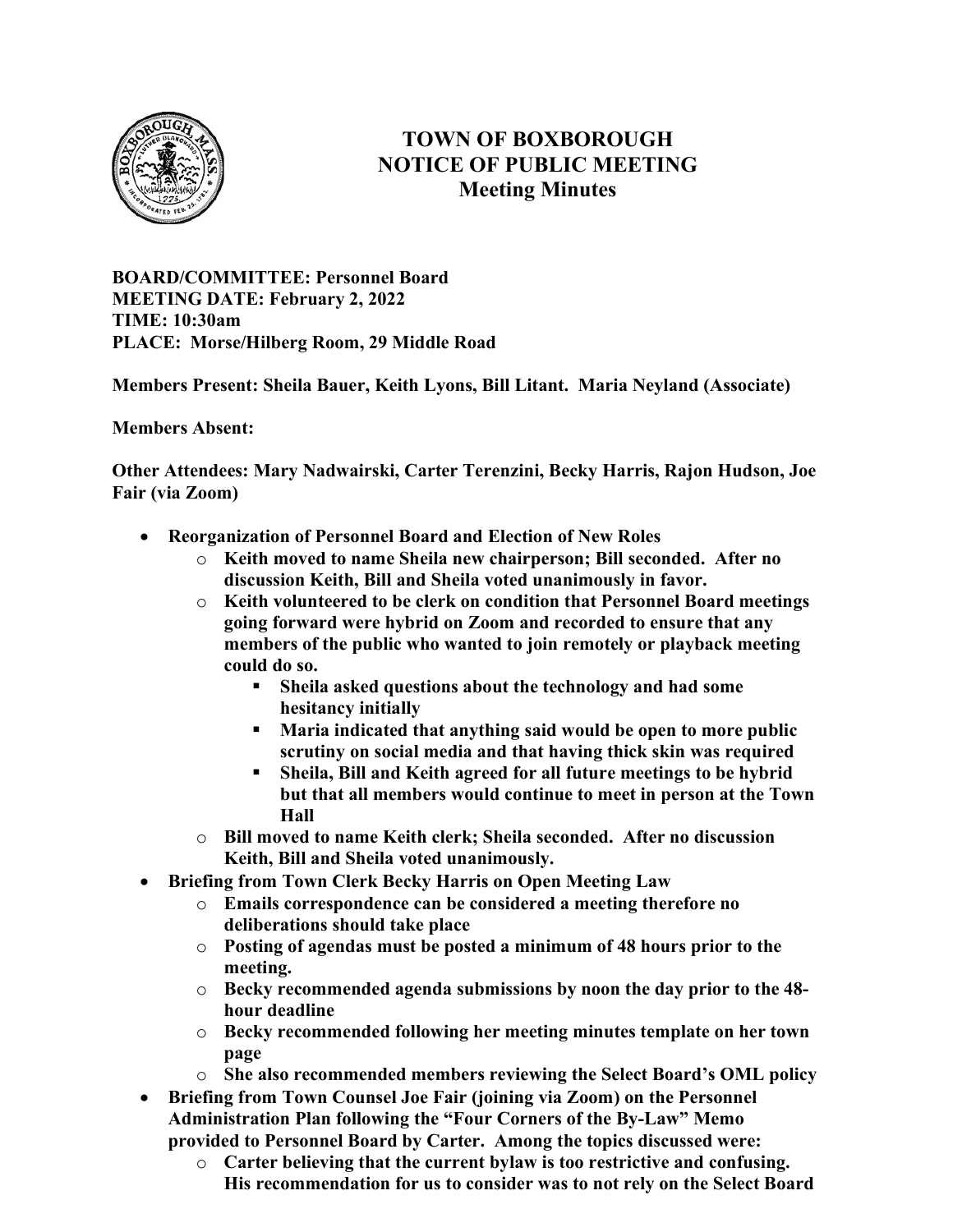# TOWN OF BOXBOROUGH
## NOTICE OF PUBLIC MEETING
### Meeting Minutes

**BOARD/COMMITTEE: Personnel Board**
**MEETING DATE: February 2, 2022**
**TIME: 10:30am**
**PLACE: Morse/Hilberg Room, 29 Middle Road**

**Members Present: Sheila Bauer, Keith Lyons, Bill Litant. Maria Neyland (Associate)**

**Members Absent:**

**Other Attendees: Mary Nadwairski, Carter Terenzini, Becky Harris, Rajon Hudson, Joe Fair (via Zoom)**

- **Reorganization of Personnel Board and Election of New Roles**
  - **Keith moved to name Sheila new chairperson; Bill seconded. After no discussion Keith, Bill and Sheila voted unanimously in favor.**
  - **Keith volunteered to be clerk on condition that Personnel Board meetings going forward were hybrid on Zoom and recorded to ensure that any members of the public who wanted to join remotely or playback meeting could do so.**
    - **Sheila asked questions about the technology and had some hesitancy initially**
    - **Maria indicated that anything said would be open to more public scrutiny on social media and that having thick skin was required**
    - **Sheila, Bill and Keith agreed for all future meetings to be hybrid but that all members would continue to meet in person at the Town Hall**
  - **Bill moved to name Keith clerk; Sheila seconded. After no discussion Keith, Bill and Sheila voted unanimously.**
- **Briefing from Town Clerk Becky Harris on Open Meeting Law**
  - **Emails correspondence can be considered a meeting therefore no deliberations should take place**
  - **Posting of agendas must be posted a minimum of 48 hours prior to the meeting.**
  - **Becky recommended agenda submissions by noon the day prior to the 48-hour deadline**
  - **Becky recommended following her meeting minutes template on her town page**
  - **She also recommended members reviewing the Select Board's OML policy**
- **Briefing from Town Counsel Joe Fair (joining via Zoom) on the Personnel Administration Plan following the "Four Corners of the By-Law" Memo provided to Personnel Board by Carter. Among the topics discussed were:**
  - **Carter believing that the current bylaw is too restrictive and confusing. His recommendation for us to consider was to not rely on the Select Board**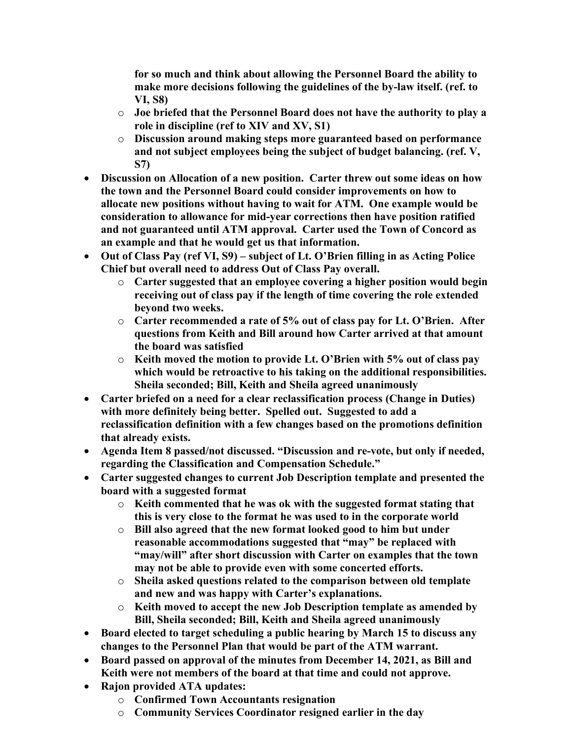**for so much and think about allowing the Personnel Board the ability to make more decisions following the guidelines of the by-law itself. (ref. to VI, S8)**

- **Joe briefed that the Personnel Board does not have the authority to play a role in discipline (ref to XIV and XV, S1)**
- **Discussion around making steps more guaranteed based on performance and not subject employees being the subject of budget balancing. (ref. V, S7)**

- **Discussion on Allocation of a new position. Carter threw out some ideas on how the town and the Personnel Board could consider improvements on how to allocate new positions without having to wait for ATM. One example would be consideration to allowance for mid-year corrections then have position ratified and not guaranteed until ATM approval. Carter used the Town of Concord as an example and that he would get us that information.**
- **Out of Class Pay (ref VI, S9) – subject of Lt. O'Brien filling in as Acting Police Chief but overall need to address Out of Class Pay overall.**
  - **Carter suggested that an employee covering a higher position would begin receiving out of class pay if the length of time covering the role extended beyond two weeks.**
  - **Carter recommended a rate of 5% out of class pay for Lt. O'Brien. After questions from Keith and Bill around how Carter arrived at that amount the board was satisfied**
  - **Keith moved the motion to provide Lt. O'Brien with 5% out of class pay which would be retroactive to his taking on the additional responsibilities. Sheila seconded; Bill, Keith and Sheila agreed unanimously**
- **Carter briefed on a need for a clear reclassification process (Change in Duties) with more definitely being better. Spelled out. Suggested to add a reclassification definition with a few changes based on the promotions definition that already exists.**
- **Agenda Item 8 passed/not discussed. "Discussion and re-vote, but only if needed, regarding the Classification and Compensation Schedule."**
- **Carter suggested changes to current Job Description template and presented the board with a suggested format**
  - **Keith commented that he was ok with the suggested format stating that this is very close to the format he was used to in the corporate world**
  - **Bill also agreed that the new format looked good to him but under reasonable accommodations suggested that "may" be replaced with "may/will" after short discussion with Carter on examples that the town may not be able to provide even with some concerted efforts.**
  - **Sheila asked questions related to the comparison between old template and new and was happy with Carter's explanations.**
  - **Keith moved to accept the new Job Description template as amended by Bill, Sheila seconded; Bill, Keith and Sheila agreed unanimously**
- **Board elected to target scheduling a public hearing by March 15 to discuss any changes to the Personnel Plan that would be part of the ATM warrant.**
- **Board passed on approval of the minutes from December 14, 2021, as Bill and Keith were not members of the board at that time and could not approve.**
- **Rajon provided ATA updates:**
  - **Confirmed Town Accountants resignation**
  - **Community Services Coordinator resigned earlier in the day**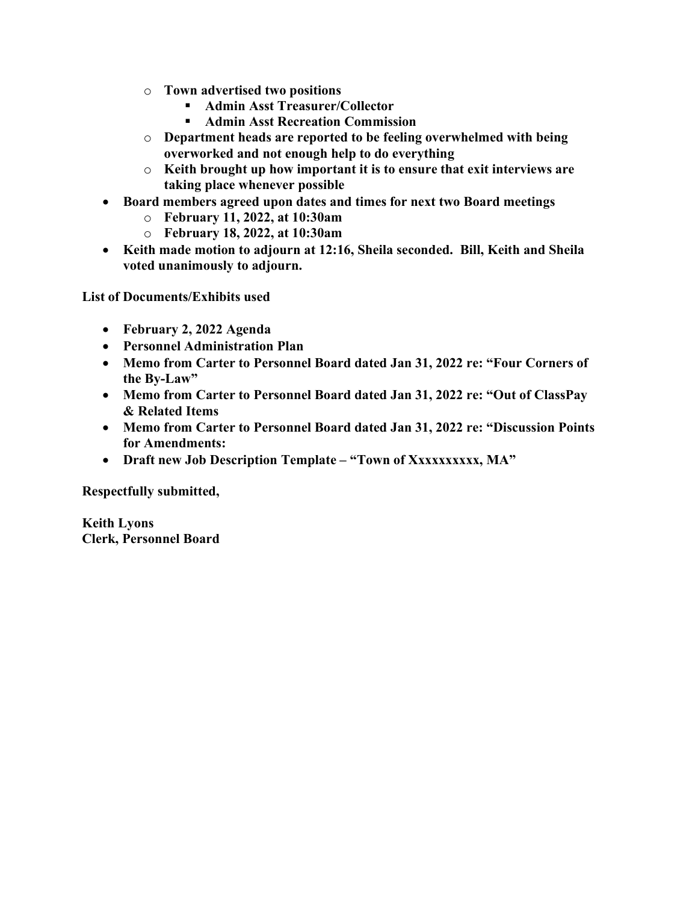- **Town advertised two positions**
    - **Admin Asst Treasurer/Collector**
    - **Admin Asst Recreation Commission**
  - **Department heads are reported to be feeling overwhelmed with being overworked and not enough help to do everything**
  - **Keith brought up how important it is to ensure that exit interviews are taking place whenever possible**
- **Board members agreed upon dates and times for next two Board meetings**
  - **February 11, 2022, at 10:30am**
  - **February 18, 2022, at 10:30am**
- **Keith made motion to adjourn at 12:16, Sheila seconded. Bill, Keith and Sheila voted unanimously to adjourn.**

**List of Documents/Exhibits used**

- **February 2, 2022 Agenda**
- **Personnel Administration Plan**
- **Memo from Carter to Personnel Board dated Jan 31, 2022 re: "Four Corners of the By-Law"**
- **Memo from Carter to Personnel Board dated Jan 31, 2022 re: "Out of ClassPay & Related Items**
- **Memo from Carter to Personnel Board dated Jan 31, 2022 re: "Discussion Points for Amendments:**
- **Draft new Job Description Template – "Town of Xxxxxxxxxx, MA"**

**Respectfully submitted,**

**Keith Lyons**
**Clerk, Personnel Board**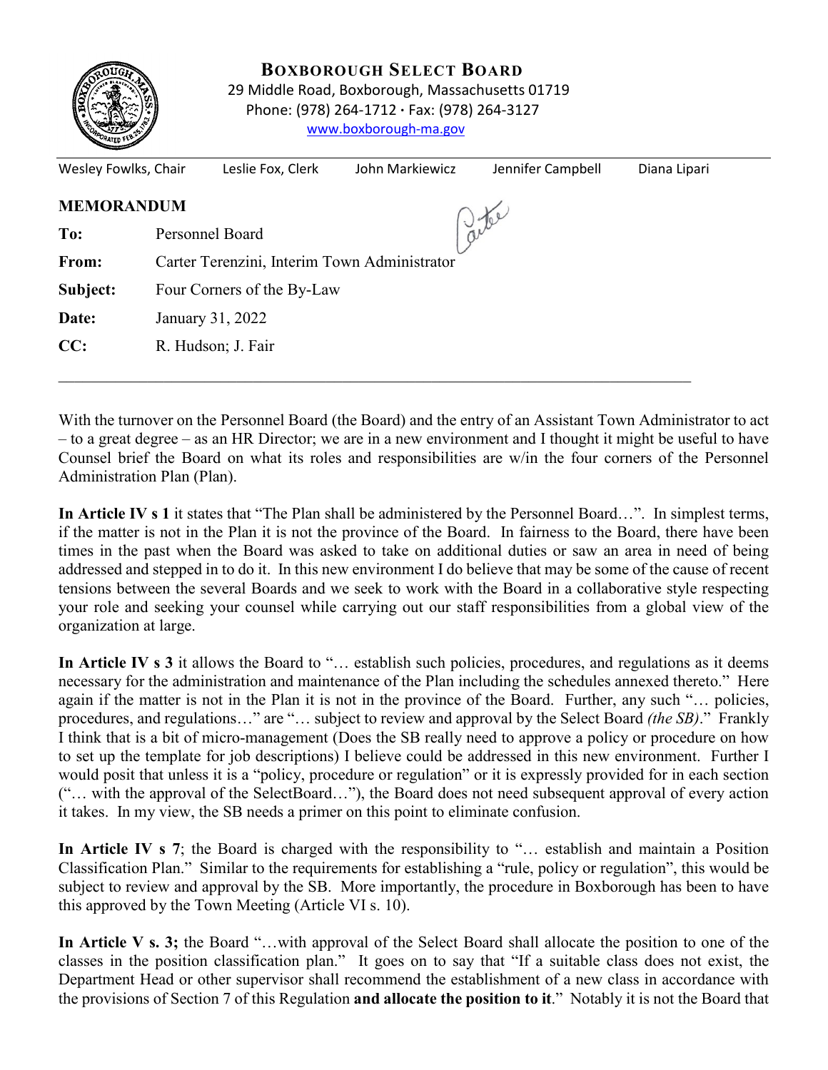**BOXBOROUGH SELECT BOARD**

29 Middle Road, Boxborough, Massachusetts 01719
Phone: (978) 264-1712 · Fax: (978) 264-3127
www.boxborough-ma.gov

Wesley Fowlks, Chair | Leslie Fox, Clerk | John Markiewicz | Jennifer Campbell | Diana Lipari

**MEMORANDUM**

**To:** Personnel Board

**From:** Carter Terenzini, Interim Town Administrator

**Subject:** Four Corners of the By-Law

**Date:** January 31, 2022

**CC:** R. Hudson; J. Fair

---

With the turnover on the Personnel Board (the Board) and the entry of an Assistant Town Administrator to act – to a great degree – as an HR Director; we are in a new environment and I thought it might be useful to have Counsel brief the Board on what its roles and responsibilities are w/in the four corners of the Personnel Administration Plan (Plan).

**In Article IV s 1** it states that "The Plan shall be administered by the Personnel Board…". In simplest terms, if the matter is not in the Plan it is not the province of the Board. In fairness to the Board, there have been times in the past when the Board was asked to take on additional duties or saw an area in need of being addressed and stepped in to do it. In this new environment I do believe that may be some of the cause of recent tensions between the several Boards and we seek to work with the Board in a collaborative style respecting your role and seeking your counsel while carrying out our staff responsibilities from a global view of the organization at large.

**In Article IV s 3** it allows the Board to "… establish such policies, procedures, and regulations as it deems necessary for the administration and maintenance of the Plan including the schedules annexed thereto." Here again if the matter is not in the Plan it is not in the province of the Board. Further, any such "… policies, procedures, and regulations…" are "… subject to review and approval by the Select Board *(the SB)*." Frankly I think that is a bit of micro-management (Does the SB really need to approve a policy or procedure on how to set up the template for job descriptions) I believe could be addressed in this new environment. Further I would posit that unless it is a "policy, procedure or regulation" or it is expressly provided for in each section ("… with the approval of the SelectBoard…"), the Board does not need subsequent approval of every action it takes. In my view, the SB needs a primer on this point to eliminate confusion.

**In Article IV s 7**; the Board is charged with the responsibility to "… establish and maintain a Position Classification Plan." Similar to the requirements for establishing a "rule, policy or regulation", this would be subject to review and approval by the SB. More importantly, the procedure in Boxborough has been to have this approved by the Town Meeting (Article VI s. 10).

**In Article V s. 3;** the Board "…with approval of the Select Board shall allocate the position to one of the classes in the position classification plan." It goes on to say that "If a suitable class does not exist, the Department Head or other supervisor shall recommend the establishment of a new class in accordance with the provisions of Section 7 of this Regulation **and allocate the position to it**." Notably it is not the Board that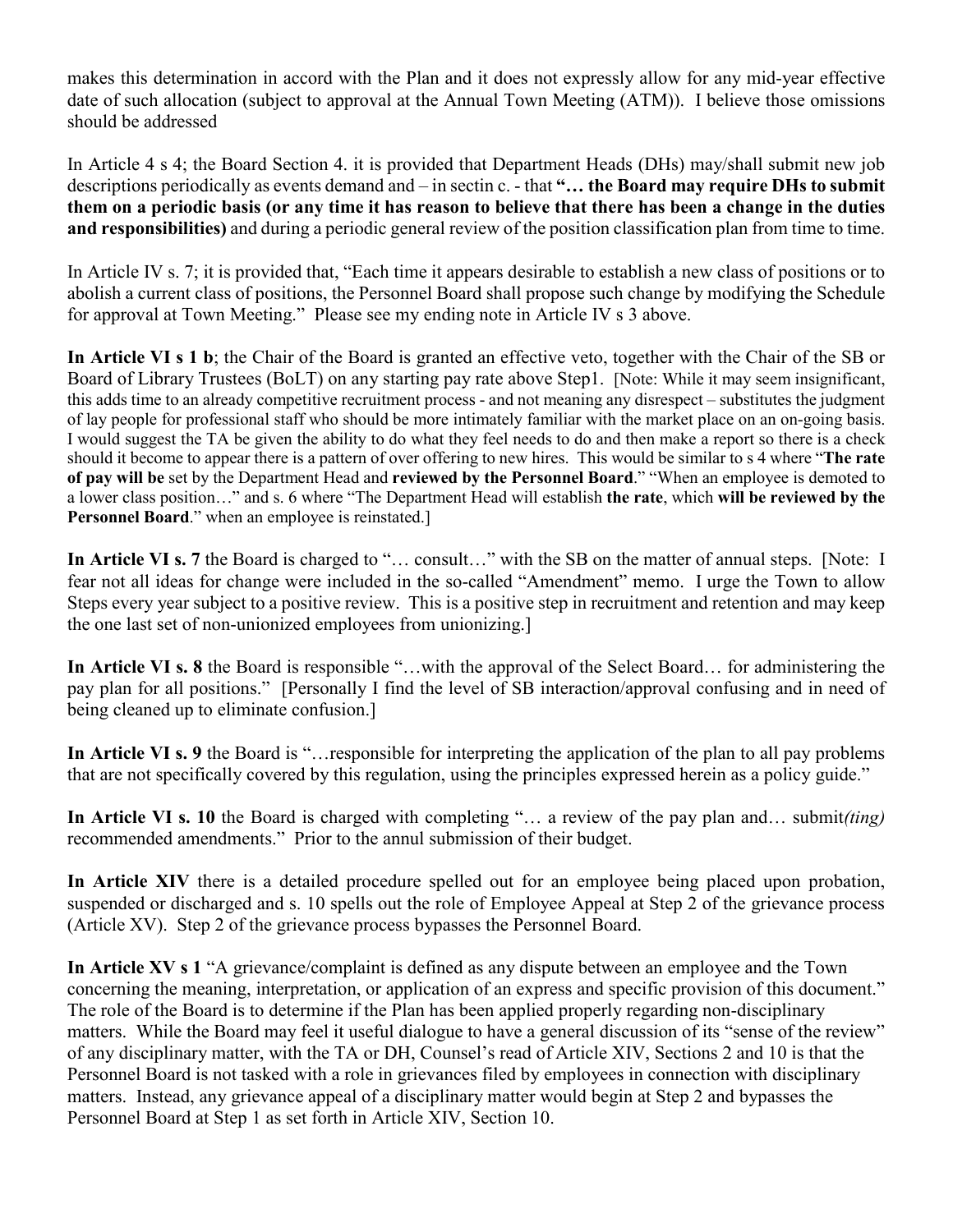makes this determination in accord with the Plan and it does not expressly allow for any mid-year effective date of such allocation (subject to approval at the Annual Town Meeting (ATM)). I believe those omissions should be addressed

In Article 4 s 4; the Board Section 4. it is provided that Department Heads (DHs) may/shall submit new job descriptions periodically as events demand and – in sectin c. - that **"… the Board may require DHs to submit them on a periodic basis (or any time it has reason to believe that there has been a change in the duties and responsibilities)** and during a periodic general review of the position classification plan from time to time.

In Article IV s. 7; it is provided that, "Each time it appears desirable to establish a new class of positions or to abolish a current class of positions, the Personnel Board shall propose such change by modifying the Schedule for approval at Town Meeting." Please see my ending note in Article IV s 3 above.

**In Article VI s 1 b**; the Chair of the Board is granted an effective veto, together with the Chair of the SB or Board of Library Trustees (BoLT) on any starting pay rate above Step1. [Note: While it may seem insignificant, this adds time to an already competitive recruitment process - and not meaning any disrespect – substitutes the judgment of lay people for professional staff who should be more intimately familiar with the market place on an on-going basis. I would suggest the TA be given the ability to do what they feel needs to do and then make a report so there is a check should it become to appear there is a pattern of over offering to new hires. This would be similar to s 4 where "**The rate of pay will be** set by the Department Head and **reviewed by the Personnel Board**." "When an employee is demoted to a lower class position…" and s. 6 where "The Department Head will establish **the rate**, which **will be reviewed by the Personnel Board**." when an employee is reinstated.]

**In Article VI s. 7** the Board is charged to "… consult…" with the SB on the matter of annual steps. [Note: I fear not all ideas for change were included in the so-called "Amendment" memo. I urge the Town to allow Steps every year subject to a positive review. This is a positive step in recruitment and retention and may keep the one last set of non-unionized employees from unionizing.]

**In Article VI s. 8** the Board is responsible "…with the approval of the Select Board… for administering the pay plan for all positions." [Personally I find the level of SB interaction/approval confusing and in need of being cleaned up to eliminate confusion.]

**In Article VI s. 9** the Board is "…responsible for interpreting the application of the plan to all pay problems that are not specifically covered by this regulation, using the principles expressed herein as a policy guide."

**In Article VI s. 10** the Board is charged with completing "… a review of the pay plan and… submit*(ting)* recommended amendments." Prior to the annul submission of their budget.

**In Article XIV** there is a detailed procedure spelled out for an employee being placed upon probation, suspended or discharged and s. 10 spells out the role of Employee Appeal at Step 2 of the grievance process (Article XV). Step 2 of the grievance process bypasses the Personnel Board.

**In Article XV s 1** "A grievance/complaint is defined as any dispute between an employee and the Town concerning the meaning, interpretation, or application of an express and specific provision of this document." The role of the Board is to determine if the Plan has been applied properly regarding non-disciplinary matters. While the Board may feel it useful dialogue to have a general discussion of its "sense of the review" of any disciplinary matter, with the TA or DH, Counsel's read of Article XIV, Sections 2 and 10 is that the Personnel Board is not tasked with a role in grievances filed by employees in connection with disciplinary matters. Instead, any grievance appeal of a disciplinary matter would begin at Step 2 and bypasses the Personnel Board at Step 1 as set forth in Article XIV, Section 10.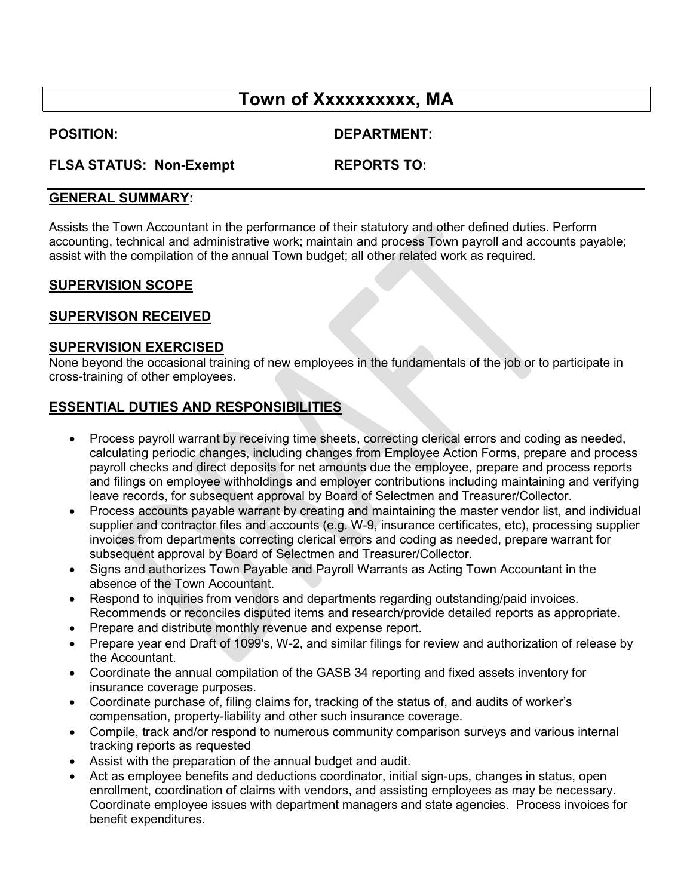# Town of Xxxxxxxxx, MA

**POSITION:** 

**DEPARTMENT:**

**FLSA STATUS: Non-Exempt**

**REPORTS TO:**

## GENERAL SUMMARY:

Assists the Town Accountant in the performance of their statutory and other defined duties. Perform accounting, technical and administrative work; maintain and process Town payroll and accounts payable; assist with the compilation of the annual Town budget; all other related work as required.

## SUPERVISION SCOPE

## SUPERVISON RECEIVED

## SUPERVISION EXERCISED

None beyond the occasional training of new employees in the fundamentals of the job or to participate in cross-training of other employees.

## ESSENTIAL DUTIES AND RESPONSIBILITIES

- Process payroll warrant by receiving time sheets, correcting clerical errors and coding as needed, calculating periodic changes, including changes from Employee Action Forms, prepare and process payroll checks and direct deposits for net amounts due the employee, prepare and process reports and filings on employee withholdings and employer contributions including maintaining and verifying leave records, for subsequent approval by Board of Selectmen and Treasurer/Collector.
- Process accounts payable warrant by creating and maintaining the master vendor list, and individual supplier and contractor files and accounts (e.g. W-9, insurance certificates, etc), processing supplier invoices from departments correcting clerical errors and coding as needed, prepare warrant for subsequent approval by Board of Selectmen and Treasurer/Collector.
- Signs and authorizes Town Payable and Payroll Warrants as Acting Town Accountant in the absence of the Town Accountant.
- Respond to inquiries from vendors and departments regarding outstanding/paid invoices. Recommends or reconciles disputed items and research/provide detailed reports as appropriate.
- Prepare and distribute monthly revenue and expense report.
- Prepare year end Draft of 1099's, W-2, and similar filings for review and authorization of release by the Accountant.
- Coordinate the annual compilation of the GASB 34 reporting and fixed assets inventory for insurance coverage purposes.
- Coordinate purchase of, filing claims for, tracking of the status of, and audits of worker's compensation, property-liability and other such insurance coverage.
- Compile, track and/or respond to numerous community comparison surveys and various internal tracking reports as requested
- Assist with the preparation of the annual budget and audit.
- Act as employee benefits and deductions coordinator, initial sign-ups, changes in status, open enrollment, coordination of claims with vendors, and assisting employees as may be necessary. Coordinate employee issues with department managers and state agencies. Process invoices for benefit expenditures.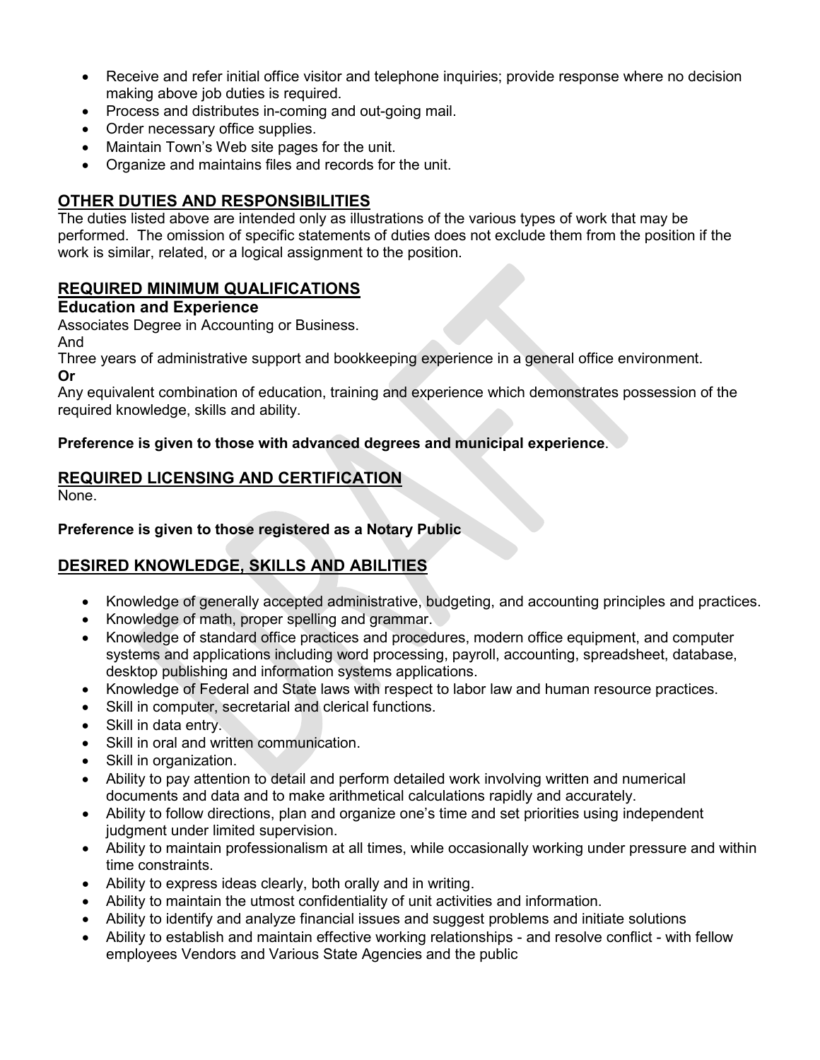- Receive and refer initial office visitor and telephone inquiries; provide response where no decision making above job duties is required.
- Process and distributes in-coming and out-going mail.
- Order necessary office supplies.
- Maintain Town's Web site pages for the unit.
- Organize and maintains files and records for the unit.

## OTHER DUTIES AND RESPONSIBILITIES

The duties listed above are intended only as illustrations of the various types of work that may be performed. The omission of specific statements of duties does not exclude them from the position if the work is similar, related, or a logical assignment to the position.

## REQUIRED MINIMUM QUALIFICATIONS

### Education and Experience

Associates Degree in Accounting or Business.

And

Three years of administrative support and bookkeeping experience in a general office environment.

**Or**

Any equivalent combination of education, training and experience which demonstrates possession of the required knowledge, skills and ability.

**Preference is given to those with advanced degrees and municipal experience**.

## REQUIRED LICENSING AND CERTIFICATION

None.

**Preference is given to those registered as a Notary Public**

## DESIRED KNOWLEDGE, SKILLS AND ABILITIES

- Knowledge of generally accepted administrative, budgeting, and accounting principles and practices.
- Knowledge of math, proper spelling and grammar.
- Knowledge of standard office practices and procedures, modern office equipment, and computer systems and applications including word processing, payroll, accounting, spreadsheet, database, desktop publishing and information systems applications.
- Knowledge of Federal and State laws with respect to labor law and human resource practices.
- Skill in computer, secretarial and clerical functions.
- Skill in data entry.
- Skill in oral and written communication.
- Skill in organization.
- Ability to pay attention to detail and perform detailed work involving written and numerical documents and data and to make arithmetical calculations rapidly and accurately.
- Ability to follow directions, plan and organize one's time and set priorities using independent judgment under limited supervision.
- Ability to maintain professionalism at all times, while occasionally working under pressure and within time constraints.
- Ability to express ideas clearly, both orally and in writing.
- Ability to maintain the utmost confidentiality of unit activities and information.
- Ability to identify and analyze financial issues and suggest problems and initiate solutions
- Ability to establish and maintain effective working relationships - and resolve conflict - with fellow employees Vendors and Various State Agencies and the public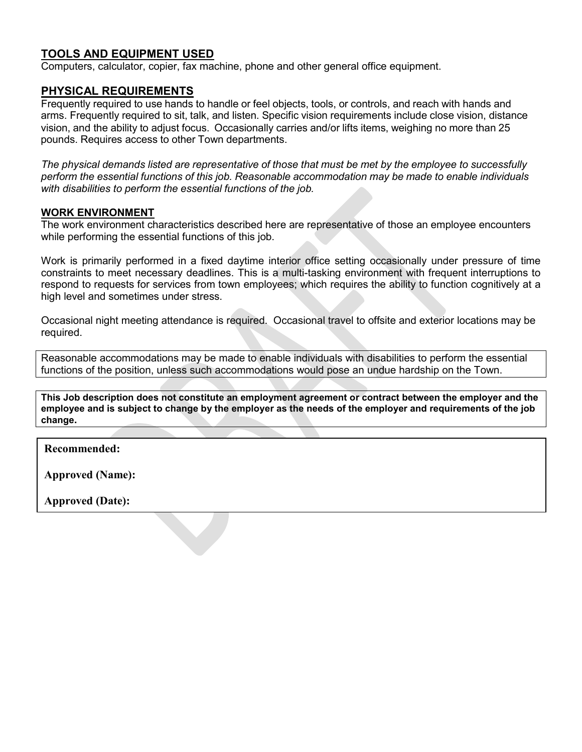## TOOLS AND EQUIPMENT USED

Computers, calculator, copier, fax machine, phone and other general office equipment.

## PHYSICAL REQUIREMENTS

Frequently required to use hands to handle or feel objects, tools, or controls, and reach with hands and arms. Frequently required to sit, talk, and listen. Specific vision requirements include close vision, distance vision, and the ability to adjust focus. Occasionally carries and/or lifts items, weighing no more than 25 pounds. Requires access to other Town departments.

*The physical demands listed are representative of those that must be met by the employee to successfully perform the essential functions of this job. Reasonable accommodation may be made to enable individuals with disabilities to perform the essential functions of the job.*

### WORK ENVIRONMENT

The work environment characteristics described here are representative of those an employee encounters while performing the essential functions of this job.

Work is primarily performed in a fixed daytime interior office setting occasionally under pressure of time constraints to meet necessary deadlines. This is a multi-tasking environment with frequent interruptions to respond to requests for services from town employees; which requires the ability to function cognitively at a high level and sometimes under stress.

Occasional night meeting attendance is required. Occasional travel to offsite and exterior locations may be required.

Reasonable accommodations may be made to enable individuals with disabilities to perform the essential functions of the position, unless such accommodations would pose an undue hardship on the Town.

**This Job description does not constitute an employment agreement or contract between the employer and the employee and is subject to change by the employer as the needs of the employer and requirements of the job change.**

**Recommended:**

**Approved (Name):**

**Approved (Date):**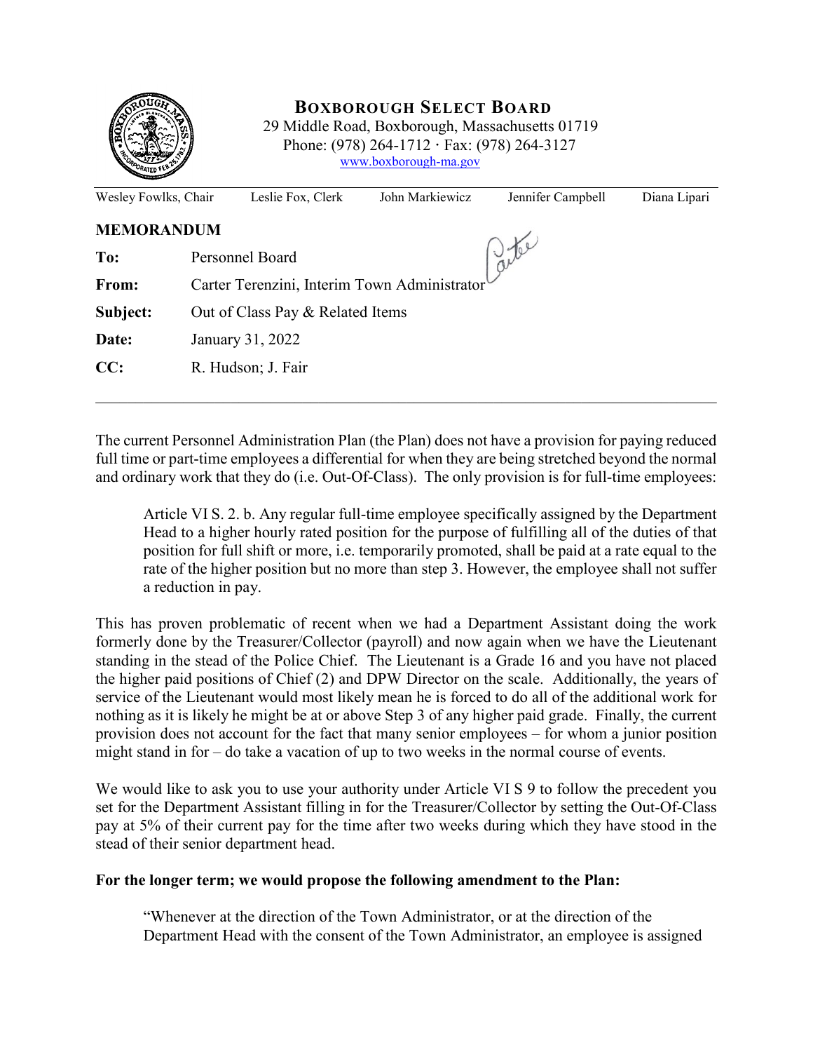# BOXBOROUGH SELECT BOARD

29 Middle Road, Boxborough, Massachusetts 01719
Phone: (978) 264-1712 · Fax: (978) 264-3127
www.boxborough-ma.gov

Wesley Fowlks, Chair | Leslie Fox, Clerk | John Markiewicz | Jennifer Campbell | Diana Lipari

## MEMORANDUM

**To:** Personnel Board

**From:** Carter Terenzini, Interim Town Administrator

**Subject:** Out of Class Pay & Related Items

**Date:** January 31, 2022

**CC:** R. Hudson; J. Fair

---

The current Personnel Administration Plan (the Plan) does not have a provision for paying reduced full time or part-time employees a differential for when they are being stretched beyond the normal and ordinary work that they do (i.e. Out-Of-Class). The only provision is for full-time employees:

> Article VI S. 2. b. Any regular full-time employee specifically assigned by the Department Head to a higher hourly rated position for the purpose of fulfilling all of the duties of that position for full shift or more, i.e. temporarily promoted, shall be paid at a rate equal to the rate of the higher position but no more than step 3. However, the employee shall not suffer a reduction in pay.

This has proven problematic of recent when we had a Department Assistant doing the work formerly done by the Treasurer/Collector (payroll) and now again when we have the Lieutenant standing in the stead of the Police Chief. The Lieutenant is a Grade 16 and you have not placed the higher paid positions of Chief (2) and DPW Director on the scale. Additionally, the years of service of the Lieutenant would most likely mean he is forced to do all of the additional work for nothing as it is likely he might be at or above Step 3 of any higher paid grade. Finally, the current provision does not account for the fact that many senior employees – for whom a junior position might stand in for – do take a vacation of up to two weeks in the normal course of events.

We would like to ask you to use your authority under Article VI S 9 to follow the precedent you set for the Department Assistant filling in for the Treasurer/Collector by setting the Out-Of-Class pay at 5% of their current pay for the time after two weeks during which they have stood in the stead of their senior department head.

**For the longer term; we would propose the following amendment to the Plan:**

> "Whenever at the direction of the Town Administrator, or at the direction of the Department Head with the consent of the Town Administrator, an employee is assigned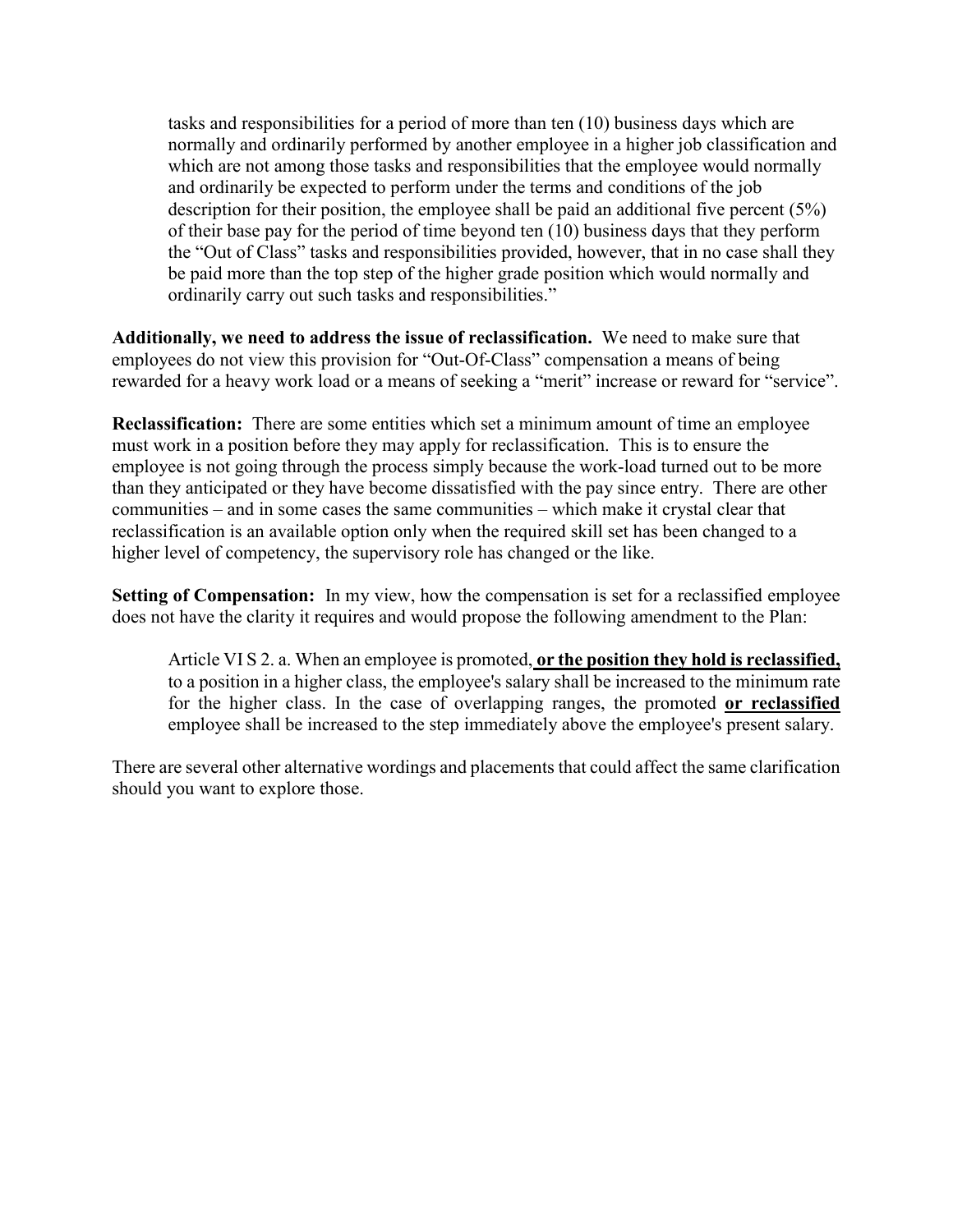> tasks and responsibilities for a period of more than ten (10) business days which are normally and ordinarily performed by another employee in a higher job classification and which are not among those tasks and responsibilities that the employee would normally and ordinarily be expected to perform under the terms and conditions of the job description for their position, the employee shall be paid an additional five percent (5%) of their base pay for the period of time beyond ten (10) business days that they perform the "Out of Class" tasks and responsibilities provided, however, that in no case shall they be paid more than the top step of the higher grade position which would normally and ordinarily carry out such tasks and responsibilities."

**Additionally, we need to address the issue of reclassification.** We need to make sure that employees do not view this provision for "Out-Of-Class" compensation a means of being rewarded for a heavy work load or a means of seeking a "merit" increase or reward for "service".

**Reclassification:** There are some entities which set a minimum amount of time an employee must work in a position before they may apply for reclassification. This is to ensure the employee is not going through the process simply because the work-load turned out to be more than they anticipated or they have become dissatisfied with the pay since entry. There are other communities – and in some cases the same communities – which make it crystal clear that reclassification is an available option only when the required skill set has been changed to a higher level of competency, the supervisory role has changed or the like.

**Setting of Compensation:** In my view, how the compensation is set for a reclassified employee does not have the clarity it requires and would propose the following amendment to the Plan:

> Article VI S 2. a. When an employee is promoted, **or the position they hold is reclassified,** to a position in a higher class, the employee's salary shall be increased to the minimum rate for the higher class. In the case of overlapping ranges, the promoted **or reclassified** employee shall be increased to the step immediately above the employee's present salary.

There are several other alternative wordings and placements that could affect the same clarification should you want to explore those.